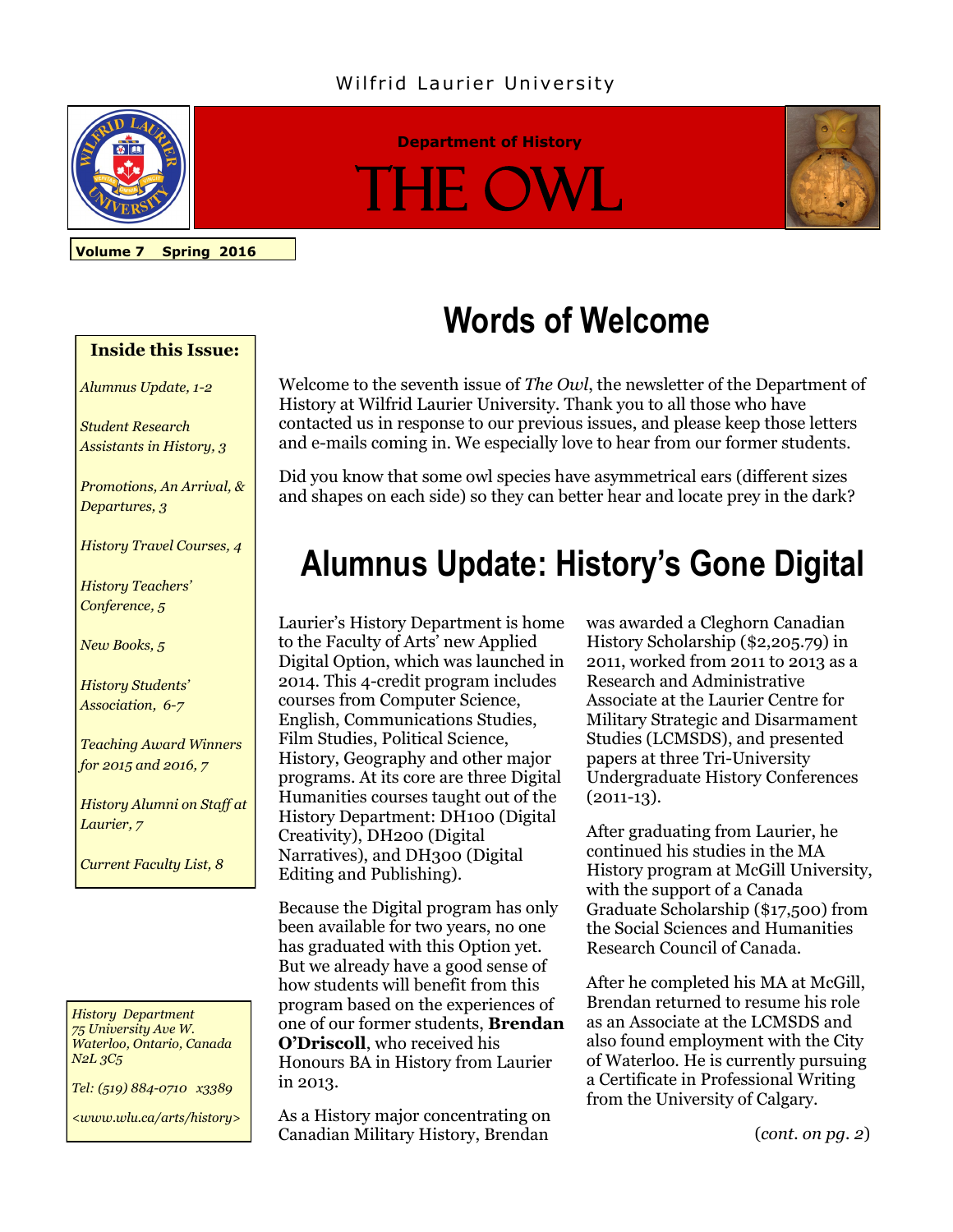Wilfrid Laurier University

**Department of History**

# The Owl

**Volume 7 Spring 2016**

**Inside this Issue:**

- *Alumnus Update, 1-2*
- *Student Research Assistants in History, 3*
- *Promotions, An Arrival, & Departures, 3*
- *History Travel Courses, 4*
- *History Teachers' Conference, 5*
- *New Books, 5*
- *History Students' Association, 6-7*
- *Teaching Award Winners for 2015 and 2016, 7*
- *History Alumni on Staff at Laurier, 7*
- *Current Faculty List, 8*

## Words of Welcome

Welcome to the seventh issue of *The Owl*, the newsletter of the Department of History at Wilfrid Laurier University. Thank you to all those who have contacted us in response to our previous issues, and please keep those letters and e-mails coming in. We especially love to hear from our former students.

Did you know that some owl species have asymmetrical ears (different sizes and shapes on each side) so they can better hear and locate prey in the dark?

## Alumnus Update: History's Gone Digital

Laurier's History Department is home to the Faculty of Arts' new Applied Digital Option, which was launched in 2014. This 4-credit program includes courses from Computer Science, English, Communications Studies, Film Studies, Political Science, History, Geography and other major programs. At its core are three Digital Humanities courses taught out of the History Department: DH100 (Digital Creativity), DH200 (Digital Narratives), and DH300 (Digital Editing and Publishing).

Because the Digital program has only been available for two years, no one has graduated with this Option yet. But we already have a good sense of how students will benefit from this program based on the experiences of one of our former students, **Brendan O'Driscoll**, who received his Honours BA in History from Laurier in 2013.

As a History major concentrating on Canadian Military History, Brendan was awarded a Cleghorn Canadian History Scholarship ($2,205.79) in 2011, worked from 2011 to 2013 as a Research and Administrative Associate at the Laurier Centre for Military Strategic and Disarmament Studies (LCMSDS), and presented papers at three Tri-University Undergraduate History Conferences (2011-13).

After graduating from Laurier, he continued his studies in the MA History program at McGill University, with the support of a Canada Graduate Scholarship ($17,500) from the Social Sciences and Humanities Research Council of Canada.

After he completed his MA at McGill, Brendan returned to resume his role as an Associate at the LCMSDS and also found employment with the City of Waterloo. He is currently pursuing a Certificate in Professional Writing from the University of Calgary.

(*cont. on pg. 2*)

*History Department*
*75 University Ave W.*
*Waterloo, Ontario, Canada*
*N2L 3C5*

*Tel: (519) 884-0710 x3389*

*<www.wlu.ca/arts/history>*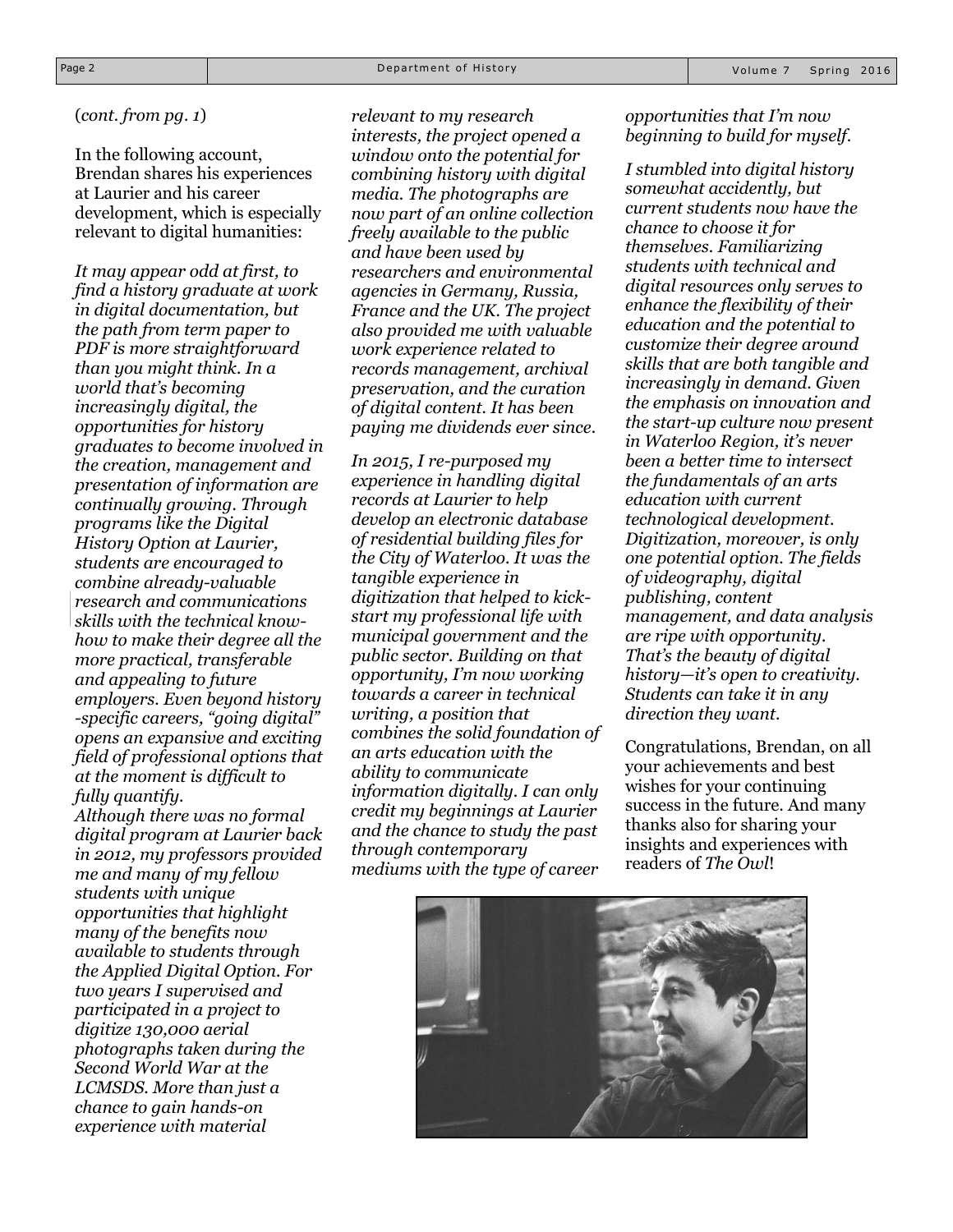(*cont. from pg. 1*)

In the following account, Brendan shares his experiences at Laurier and his career development, which is especially relevant to digital humanities:

*It may appear odd at first, to find a history graduate at work in digital documentation, but the path from term paper to PDF is more straightforward than you might think. In a world that's becoming increasingly digital, the opportunities for history graduates to become involved in the creation, management and presentation of information are continually growing. Through programs like the Digital History Option at Laurier, students are encouraged to combine already-valuable research and communications skills with the technical know-how to make their degree all the more practical, transferable and appealing to future employers. Even beyond history-specific careers, "going digital" opens an expansive and exciting field of professional options that at the moment is difficult to fully quantify.*

*Although there was no formal digital program at Laurier back in 2012, my professors provided me and many of my fellow students with unique opportunities that highlight many of the benefits now available to students through the Applied Digital Option. For two years I supervised and participated in a project to digitize 130,000 aerial photographs taken during the Second World War at the LCMSDS. More than just a chance to gain hands-on experience with material relevant to my research interests, the project opened a window onto the potential for combining history with digital media. The photographs are now part of an online collection freely available to the public and have been used by researchers and environmental agencies in Germany, Russia, France and the UK. The project also provided me with valuable work experience related to records management, archival preservation, and the curation of digital content. It has been paying me dividends ever since.*

*In 2015, I re-purposed my experience in handling digital records at Laurier to help develop an electronic database of residential building files for the City of Waterloo. It was the tangible experience in digitization that helped to kick-start my professional life with municipal government and the public sector. Building on that opportunity, I'm now working towards a career in technical writing, a position that combines the solid foundation of an arts education with the ability to communicate information digitally. I can only credit my beginnings at Laurier and the chance to study the past through contemporary mediums with the type of career opportunities that I'm now beginning to build for myself.*

*I stumbled into digital history somewhat accidently, but current students now have the chance to choose it for themselves. Familiarizing students with technical and digital resources only serves to enhance the flexibility of their education and the potential to customize their degree around skills that are both tangible and increasingly in demand. Given the emphasis on innovation and the start-up culture now present in Waterloo Region, it's never been a better time to intersect the fundamentals of an arts education with current technological development. Digitization, moreover, is only one potential option. The fields of videography, digital publishing, content management, and data analysis are ripe with opportunity. That's the beauty of digital history—it's open to creativity. Students can take it in any direction they want.*

Congratulations, Brendan, on all your achievements and best wishes for your continuing success in the future. And many thanks also for sharing your insights and experiences with readers of *The Owl*!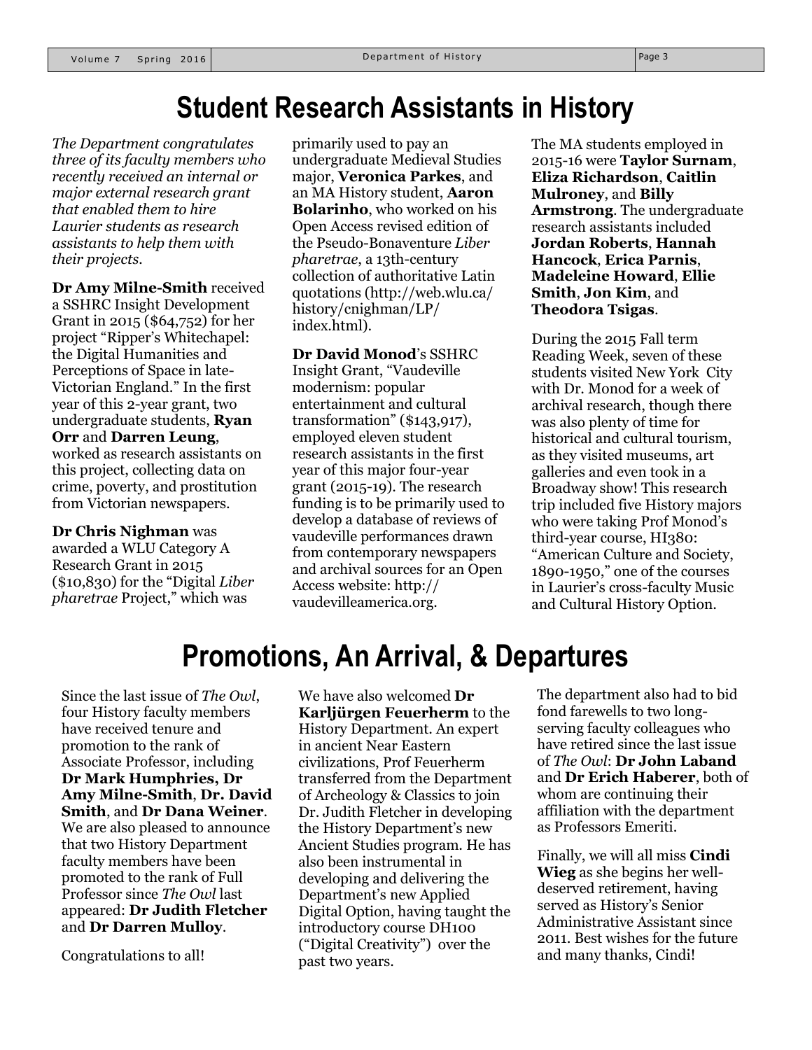# Student Research Assistants in History

*The Department congratulates three of its faculty members who recently received an internal or major external research grant that enabled them to hire Laurier students as research assistants to help them with their projects.*

**Dr Amy Milne-Smith** received a SSHRC Insight Development Grant in 2015 ($64,752) for her project "Ripper's Whitechapel: the Digital Humanities and Perceptions of Space in late-Victorian England." In the first year of this 2-year grant, two undergraduate students, **Ryan Orr** and **Darren Leung**, worked as research assistants on this project, collecting data on crime, poverty, and prostitution from Victorian newspapers.

**Dr Chris Nighman** was awarded a WLU Category A Research Grant in 2015 ($10,830) for the "Digital *Liber pharetrae* Project," which was primarily used to pay an undergraduate Medieval Studies major, **Veronica Parkes**, and an MA History student, **Aaron Bolarinho**, who worked on his Open Access revised edition of the Pseudo-Bonaventure *Liber pharetrae*, a 13th-century collection of authoritative Latin quotations (http://web.wlu.ca/history/cnighman/LP/index.html).

**Dr David Monod**'s SSHRC Insight Grant, "Vaudeville modernism: popular entertainment and cultural transformation" ($143,917), employed eleven student research assistants in the first year of this major four-year grant (2015-19). The research funding is to be primarily used to develop a database of reviews of vaudeville performances drawn from contemporary newspapers and archival sources for an Open Access website: http://vaudevilleamerica.org.

The MA students employed in 2015-16 were **Taylor Surnam**, **Eliza Richardson**, **Caitlin Mulroney**, and **Billy Armstrong**. The undergraduate research assistants included **Jordan Roberts**, **Hannah Hancock**, **Erica Parnis**, **Madeleine Howard**, **Ellie Smith**, **Jon Kim**, and **Theodora Tsigas**.

During the 2015 Fall term Reading Week, seven of these students visited New York City with Dr. Monod for a week of archival research, though there was also plenty of time for historical and cultural tourism, as they visited museums, art galleries and even took in a Broadway show! This research trip included five History majors who were taking Prof Monod's third-year course, HI380: "American Culture and Society, 1890-1950," one of the courses in Laurier's cross-faculty Music and Cultural History Option.

# Promotions, An Arrival, & Departures

Since the last issue of *The Owl*, four History faculty members have received tenure and promotion to the rank of Associate Professor, including **Dr Mark Humphries, Dr Amy Milne-Smith**, **Dr. David Smith**, and **Dr Dana Weiner**. We are also pleased to announce that two History Department faculty members have been promoted to the rank of Full Professor since *The Owl* last appeared: **Dr Judith Fletcher** and **Dr Darren Mulloy**.

Congratulations to all!

We have also welcomed **Dr Karljürgen Feuerherm** to the History Department. An expert in ancient Near Eastern civilizations, Prof Feuerherm transferred from the Department of Archeology & Classics to join Dr. Judith Fletcher in developing the History Department's new Ancient Studies program. He has also been instrumental in developing and delivering the Department's new Applied Digital Option, having taught the introductory course DH100 ("Digital Creativity") over the past two years.

The department also had to bid fond farewells to two long-serving faculty colleagues who have retired since the last issue of *The Owl*: **Dr John Laband** and **Dr Erich Haberer**, both of whom are continuing their affiliation with the department as Professors Emeriti.

Finally, we will all miss **Cindi Wieg** as she begins her well-deserved retirement, having served as History's Senior Administrative Assistant since 2011. Best wishes for the future and many thanks, Cindi!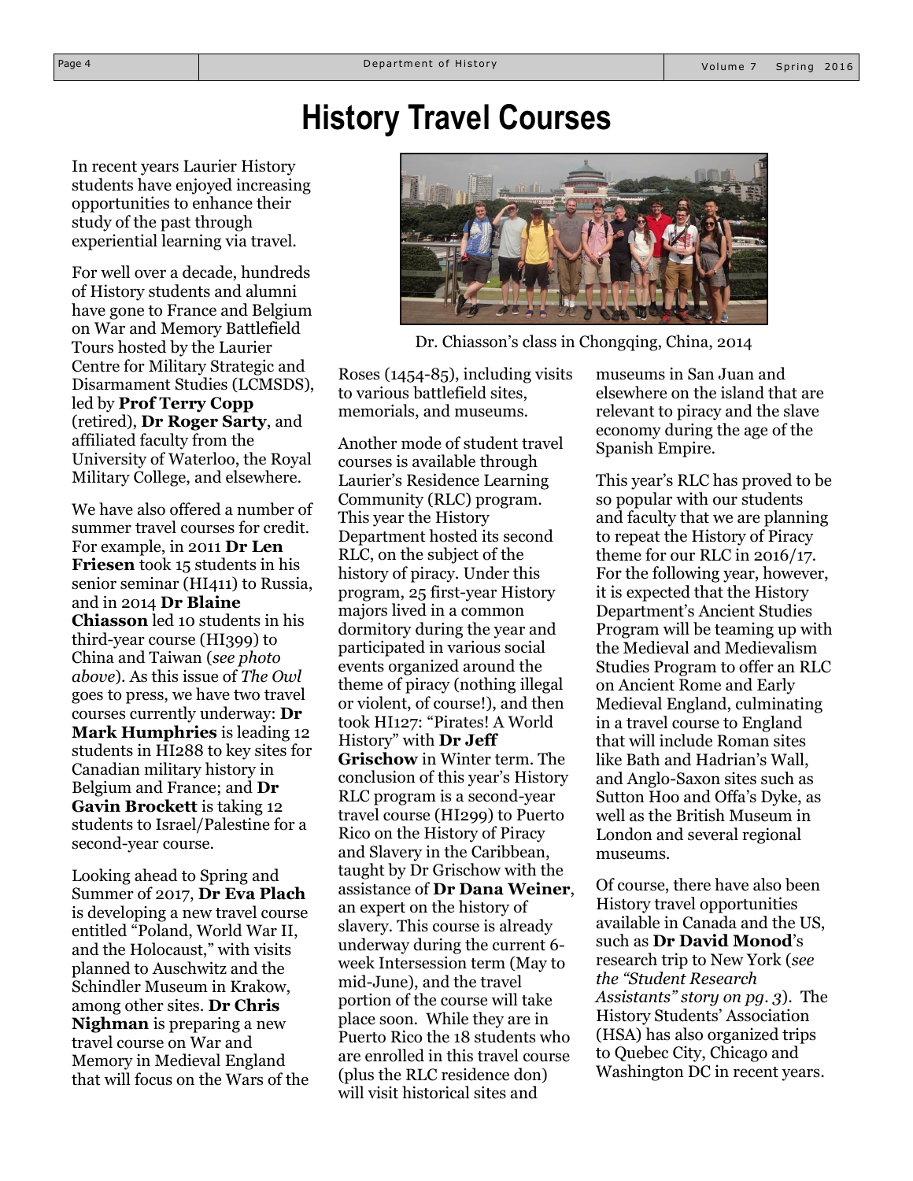# History Travel Courses

In recent years Laurier History students have enjoyed increasing opportunities to enhance their study of the past through experiential learning via travel.

For well over a decade, hundreds of History students and alumni have gone to France and Belgium on War and Memory Battlefield Tours hosted by the Laurier Centre for Military Strategic and Disarmament Studies (LCMSDS), led by **Prof Terry Copp** (retired), **Dr Roger Sarty**, and affiliated faculty from the University of Waterloo, the Royal Military College, and elsewhere.

We have also offered a number of summer travel courses for credit. For example, in 2011 **Dr Len Friesen** took 15 students in his senior seminar (HI411) to Russia, and in 2014 **Dr Blaine Chiasson** led 10 students in his third-year course (HI399) to China and Taiwan (*see photo above*). As this issue of *The Owl* goes to press, we have two travel courses currently underway: **Dr Mark Humphries** is leading 12 students in HI288 to key sites for Canadian military history in Belgium and France; and **Dr Gavin Brockett** is taking 12 students to Israel/Palestine for a second-year course.

Looking ahead to Spring and Summer of 2017, **Dr Eva Plach** is developing a new travel course entitled "Poland, World War II, and the Holocaust," with visits planned to Auschwitz and the Schindler Museum in Krakow, among other sites. **Dr Chris Nighman** is preparing a new travel course on War and Memory in Medieval England that will focus on the Wars of the Roses (1454-85), including visits to various battlefield sites, memorials, and museums.

Dr. Chiasson's class in Chongqing, China, 2014

Another mode of student travel courses is available through Laurier's Residence Learning Community (RLC) program. This year the History Department hosted its second RLC, on the subject of the history of piracy. Under this program, 25 first-year History majors lived in a common dormitory during the year and participated in various social events organized around the theme of piracy (nothing illegal or violent, of course!), and then took HI127: "Pirates! A World History" with **Dr Jeff Grischow** in Winter term. The conclusion of this year's History RLC program is a second-year travel course (HI299) to Puerto Rico on the History of Piracy and Slavery in the Caribbean, taught by Dr Grischow with the assistance of **Dr Dana Weiner**, an expert on the history of slavery. This course is already underway during the current 6-week Intersession term (May to mid-June), and the travel portion of the course will take place soon. While they are in Puerto Rico the 18 students who are enrolled in this travel course (plus the RLC residence don) will visit historical sites and museums in San Juan and elsewhere on the island that are relevant to piracy and the slave economy during the age of the Spanish Empire.

This year's RLC has proved to be so popular with our students and faculty that we are planning to repeat the History of Piracy theme for our RLC in 2016/17. For the following year, however, it is expected that the History Department's Ancient Studies Program will be teaming up with the Medieval and Medievalism Studies Program to offer an RLC on Ancient Rome and Early Medieval England, culminating in a travel course to England that will include Roman sites like Bath and Hadrian's Wall, and Anglo-Saxon sites such as Sutton Hoo and Offa's Dyke, as well as the British Museum in London and several regional museums.

Of course, there have also been History travel opportunities available in Canada and the US, such as **Dr David Monod**'s research trip to New York (*see the "Student Research Assistants" story on pg. 3*). The History Students' Association (HSA) has also organized trips to Quebec City, Chicago and Washington DC in recent years.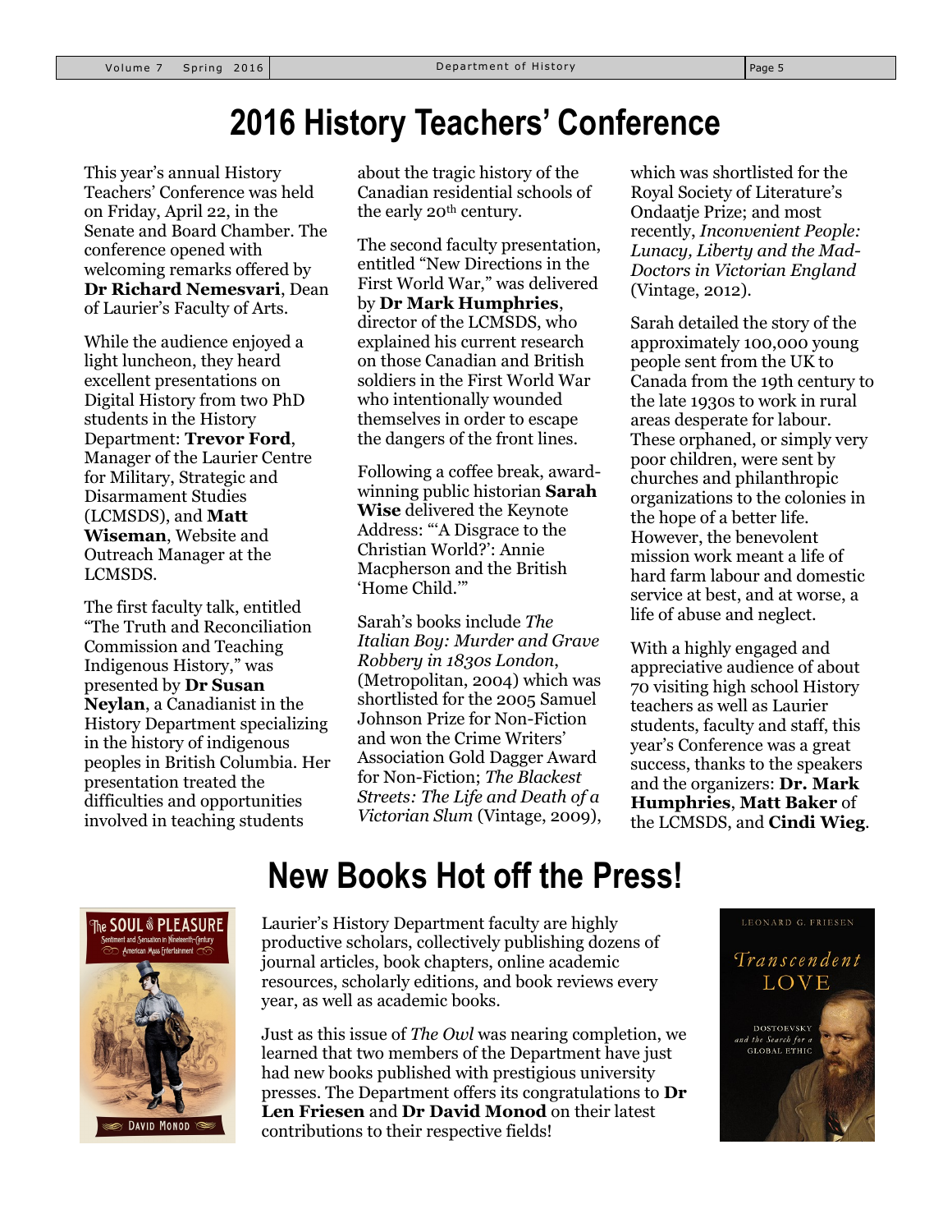# 2016 History Teachers' Conference

This year's annual History Teachers' Conference was held on Friday, April 22, in the Senate and Board Chamber. The conference opened with welcoming remarks offered by **Dr Richard Nemesvari**, Dean of Laurier's Faculty of Arts.

While the audience enjoyed a light luncheon, they heard excellent presentations on Digital History from two PhD students in the History Department: **Trevor Ford**, Manager of the Laurier Centre for Military, Strategic and Disarmament Studies (LCMSDS), and **Matt Wiseman**, Website and Outreach Manager at the LCMSDS.

The first faculty talk, entitled "The Truth and Reconciliation Commission and Teaching Indigenous History," was presented by **Dr Susan Neylan**, a Canadianist in the History Department specializing in the history of indigenous peoples in British Columbia. Her presentation treated the difficulties and opportunities involved in teaching students about the tragic history of the Canadian residential schools of the early 20th century.

The second faculty presentation, entitled "New Directions in the First World War," was delivered by **Dr Mark Humphries**, director of the LCMSDS, who explained his current research on those Canadian and British soldiers in the First World War who intentionally wounded themselves in order to escape the dangers of the front lines.

Following a coffee break, award-winning public historian **Sarah Wise** delivered the Keynote Address: "'A Disgrace to the Christian World?': Annie Macpherson and the British 'Home Child.'"

Sarah's books include *The Italian Boy: Murder and Grave Robbery in 1830s London*, (Metropolitan, 2004) which was shortlisted for the 2005 Samuel Johnson Prize for Non-Fiction and won the Crime Writers' Association Gold Dagger Award for Non-Fiction; *The Blackest Streets: The Life and Death of a Victorian Slum* (Vintage, 2009), which was shortlisted for the Royal Society of Literature's Ondaatje Prize; and most recently, *Inconvenient People: Lunacy, Liberty and the Mad-Doctors in Victorian England* (Vintage, 2012).

Sarah detailed the story of the approximately 100,000 young people sent from the UK to Canada from the 19th century to the late 1930s to work in rural areas desperate for labour. These orphaned, or simply very poor children, were sent by churches and philanthropic organizations to the colonies in the hope of a better life. However, the benevolent mission work meant a life of hard farm labour and domestic service at best, and at worse, a life of abuse and neglect.

With a highly engaged and appreciative audience of about 70 visiting high school History teachers as well as Laurier students, faculty and staff, this year's Conference was a great success, thanks to the speakers and the organizers: **Dr. Mark Humphries**, **Matt Baker** of the LCMSDS, and **Cindi Wieg**.

# New Books Hot off the Press!

Laurier's History Department faculty are highly productive scholars, collectively publishing dozens of journal articles, book chapters, online academic resources, scholarly editions, and book reviews every year, as well as academic books.

Just as this issue of *The Owl* was nearing completion, we learned that two members of the Department have just had new books published with prestigious university presses. The Department offers its congratulations to **Dr Len Friesen** and **Dr David Monod** on their latest contributions to their respective fields!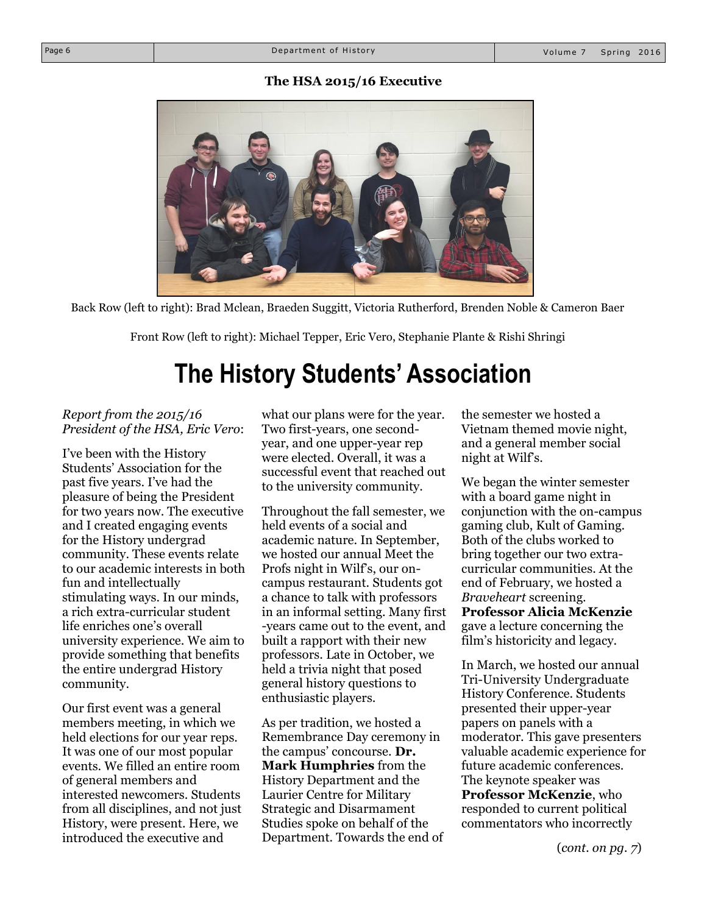**The HSA 2015/16 Executive**

Back Row (left to right): Brad Mclean, Braeden Suggitt, Victoria Rutherford, Brenden Noble & Cameron Baer

Front Row (left to right): Michael Tepper, Eric Vero, Stephanie Plante & Rishi Shringi

# The History Students' Association

*Report from the 2015/16 President of the HSA, Eric Vero*:

I've been with the History Students' Association for the past five years. I've had the pleasure of being the President for two years now. The executive and I created engaging events for the History undergrad community. These events relate to our academic interests in both fun and intellectually stimulating ways. In our minds, a rich extra-curricular student life enriches one's overall university experience. We aim to provide something that benefits the entire undergrad History community.

Our first event was a general members meeting, in which we held elections for our year reps. It was one of our most popular events. We filled an entire room of general members and interested newcomers. Students from all disciplines, and not just History, were present. Here, we introduced the executive and what our plans were for the year. Two first-years, one second-year, and one upper-year rep were elected. Overall, it was a successful event that reached out to the university community.

Throughout the fall semester, we held events of a social and academic nature. In September, we hosted our annual Meet the Profs night in Wilf's, our on-campus restaurant. Students got a chance to talk with professors in an informal setting. Many first-years came out to the event, and built a rapport with their new professors. Late in October, we held a trivia night that posed general history questions to enthusiastic players.

As per tradition, we hosted a Remembrance Day ceremony in the campus' concourse. **Dr. Mark Humphries** from the History Department and the Laurier Centre for Military Strategic and Disarmament Studies spoke on behalf of the Department. Towards the end of the semester we hosted a Vietnam themed movie night, and a general member social night at Wilf's.

We began the winter semester with a board game night in conjunction with the on-campus gaming club, Kult of Gaming. Both of the clubs worked to bring together our two extra-curricular communities. At the end of February, we hosted a *Braveheart* screening. **Professor Alicia McKenzie** gave a lecture concerning the film's historicity and legacy.

In March, we hosted our annual Tri-University Undergraduate History Conference. Students presented their upper-year papers on panels with a moderator. This gave presenters valuable academic experience for future academic conferences. The keynote speaker was **Professor McKenzie**, who responded to current political commentators who incorrectly

(*cont. on pg. 7*)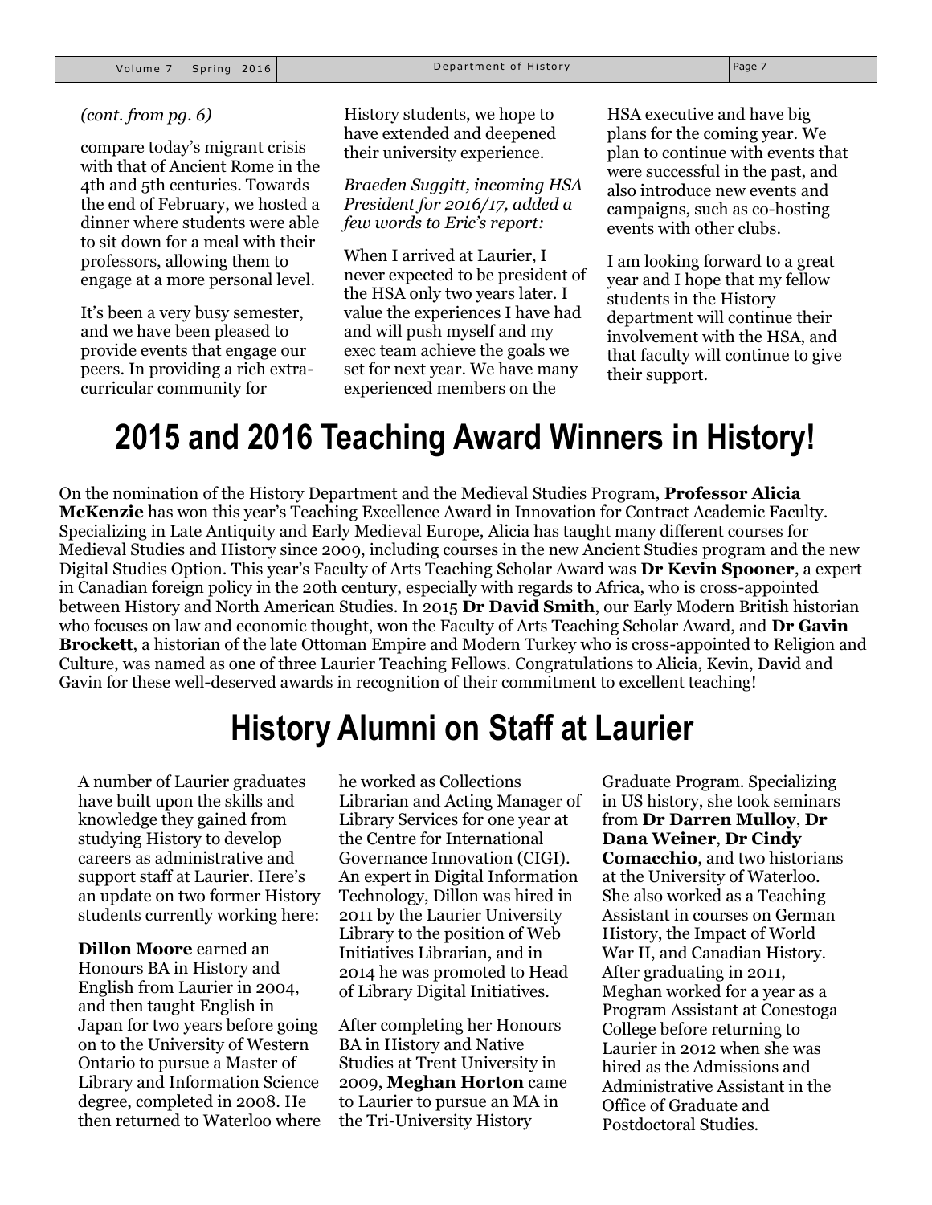*(cont. from pg. 6)*

compare today's migrant crisis with that of Ancient Rome in the 4th and 5th centuries. Towards the end of February, we hosted a dinner where students were able to sit down for a meal with their professors, allowing them to engage at a more personal level.

It's been a very busy semester, and we have been pleased to provide events that engage our peers. In providing a rich extra-curricular community for History students, we hope to have extended and deepened their university experience.

*Braeden Suggitt, incoming HSA President for 2016/17, added a few words to Eric's report:*

When I arrived at Laurier, I never expected to be president of the HSA only two years later. I value the experiences I have had and will push myself and my exec team achieve the goals we set for next year. We have many experienced members on the HSA executive and have big plans for the coming year. We plan to continue with events that were successful in the past, and also introduce new events and campaigns, such as co-hosting events with other clubs.

I am looking forward to a great year and I hope that my fellow students in the History department will continue their involvement with the HSA, and that faculty will continue to give their support.

# 2015 and 2016 Teaching Award Winners in History!

On the nomination of the History Department and the Medieval Studies Program, **Professor Alicia McKenzie** has won this year's Teaching Excellence Award in Innovation for Contract Academic Faculty. Specializing in Late Antiquity and Early Medieval Europe, Alicia has taught many different courses for Medieval Studies and History since 2009, including courses in the new Ancient Studies program and the new Digital Studies Option. This year's Faculty of Arts Teaching Scholar Award was **Dr Kevin Spooner**, a expert in Canadian foreign policy in the 20th century, especially with regards to Africa, who is cross-appointed between History and North American Studies. In 2015 **Dr David Smith**, our Early Modern British historian who focuses on law and economic thought, won the Faculty of Arts Teaching Scholar Award, and **Dr Gavin Brockett**, a historian of the late Ottoman Empire and Modern Turkey who is cross-appointed to Religion and Culture, was named as one of three Laurier Teaching Fellows. Congratulations to Alicia, Kevin, David and Gavin for these well-deserved awards in recognition of their commitment to excellent teaching!

# History Alumni on Staff at Laurier

A number of Laurier graduates have built upon the skills and knowledge they gained from studying History to develop careers as administrative and support staff at Laurier. Here's an update on two former History students currently working here:

**Dillon Moore** earned an Honours BA in History and English from Laurier in 2004, and then taught English in Japan for two years before going on to the University of Western Ontario to pursue a Master of Library and Information Science degree, completed in 2008. He then returned to Waterloo where he worked as Collections Librarian and Acting Manager of Library Services for one year at the Centre for International Governance Innovation (CIGI). An expert in Digital Information Technology, Dillon was hired in 2011 by the Laurier University Library to the position of Web Initiatives Librarian, and in 2014 he was promoted to Head of Library Digital Initiatives.

After completing her Honours BA in History and Native Studies at Trent University in 2009, **Meghan Horton** came to Laurier to pursue an MA in the Tri-University History Graduate Program. Specializing in US history, she took seminars from **Dr Darren Mulloy**, **Dr Dana Weiner**, **Dr Cindy Comacchio**, and two historians at the University of Waterloo. She also worked as a Teaching Assistant in courses on German History, the Impact of World War II, and Canadian History. After graduating in 2011, Meghan worked for a year as a Program Assistant at Conestoga College before returning to Laurier in 2012 when she was hired as the Admissions and Administrative Assistant in the Office of Graduate and Postdoctoral Studies.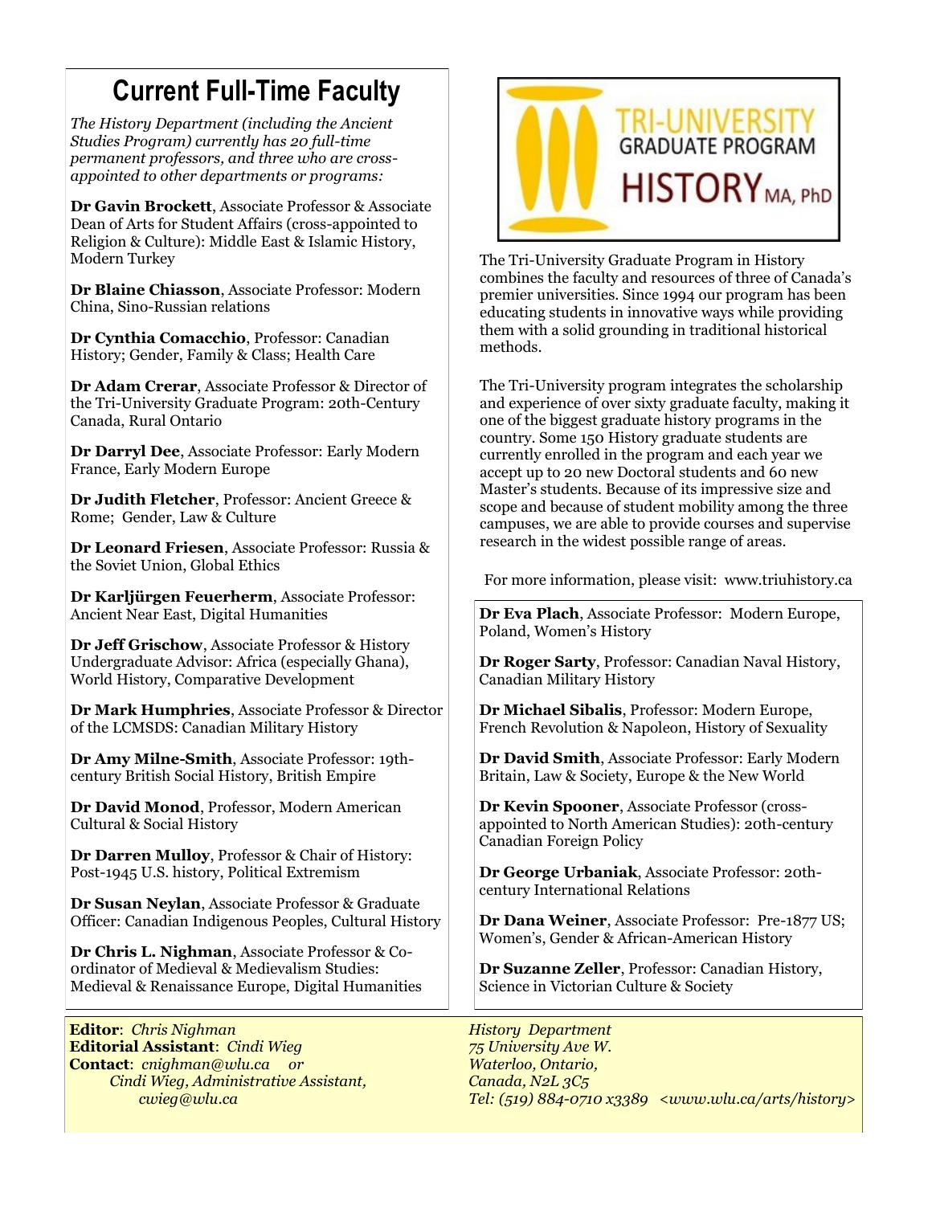## Current Full-Time Faculty

*The History Department (including the Ancient Studies Program) currently has 20 full-time permanent professors, and three who are cross-appointed to other departments or programs:*

**Dr Gavin Brockett**, Associate Professor & Associate Dean of Arts for Student Affairs (cross-appointed to Religion & Culture): Middle East & Islamic History, Modern Turkey

**Dr Blaine Chiasson**, Associate Professor: Modern China, Sino-Russian relations

**Dr Cynthia Comacchio**, Professor: Canadian History; Gender, Family & Class; Health Care

**Dr Adam Crerar**, Associate Professor & Director of the Tri-University Graduate Program: 20th-Century Canada, Rural Ontario

**Dr Darryl Dee**, Associate Professor: Early Modern France, Early Modern Europe

**Dr Judith Fletcher**, Professor: Ancient Greece & Rome; Gender, Law & Culture

**Dr Leonard Friesen**, Associate Professor: Russia & the Soviet Union, Global Ethics

**Dr Karljürgen Feuerherm**, Associate Professor: Ancient Near East, Digital Humanities

**Dr Jeff Grischow**, Associate Professor & History Undergraduate Advisor: Africa (especially Ghana), World History, Comparative Development

**Dr Mark Humphries**, Associate Professor & Director of the LCMSDS: Canadian Military History

**Dr Amy Milne-Smith**, Associate Professor: 19th-century British Social History, British Empire

**Dr David Monod**, Professor, Modern American Cultural & Social History

**Dr Darren Mulloy**, Professor & Chair of History: Post-1945 U.S. history, Political Extremism

**Dr Susan Neylan**, Associate Professor & Graduate Officer: Canadian Indigenous Peoples, Cultural History

**Dr Chris L. Nighman**, Associate Professor & Co-ordinator of Medieval & Medievalism Studies: Medieval & Renaissance Europe, Digital Humanities

**Dr Eva Plach**, Associate Professor: Modern Europe, Poland, Women's History

**Dr Roger Sarty**, Professor: Canadian Naval History, Canadian Military History

**Dr Michael Sibalis**, Professor: Modern Europe, French Revolution & Napoleon, History of Sexuality

**Dr David Smith**, Associate Professor: Early Modern Britain, Law & Society, Europe & the New World

**Dr Kevin Spooner**, Associate Professor (cross-appointed to North American Studies): 20th-century Canadian Foreign Policy

**Dr George Urbaniak**, Associate Professor: 20th-century International Relations

**Dr Dana Weiner**, Associate Professor: Pre-1877 US; Women's, Gender & African-American History

**Dr Suzanne Zeller**, Professor: Canadian History, Science in Victorian Culture & Society

TRI-UNIVERSITY GRADUATE PROGRAM
HISTORY MA, PhD

The Tri-University Graduate Program in History combines the faculty and resources of three of Canada's premier universities. Since 1994 our program has been educating students in innovative ways while providing them with a solid grounding in traditional historical methods.

The Tri-University program integrates the scholarship and experience of over sixty graduate faculty, making it one of the biggest graduate history programs in the country. Some 150 History graduate students are currently enrolled in the program and each year we accept up to 20 new Doctoral students and 60 new Master's students. Because of its impressive size and scope and because of student mobility among the three campuses, we are able to provide courses and supervise research in the widest possible range of areas.

For more information, please visit: www.triuhistory.ca

**Editor**: *Chris Nighman*
**Editorial Assistant**: *Cindi Wieg*
**Contact**: *cnighman@wlu.ca or*
*Cindi Wieg, Administrative Assistant, cwieg@wlu.ca*

*History Department*
*75 University Ave W.*
*Waterloo, Ontario,*
*Canada, N2L 3C5*
*Tel: (519) 884-0710 x3389 <www.wlu.ca/arts/history>*